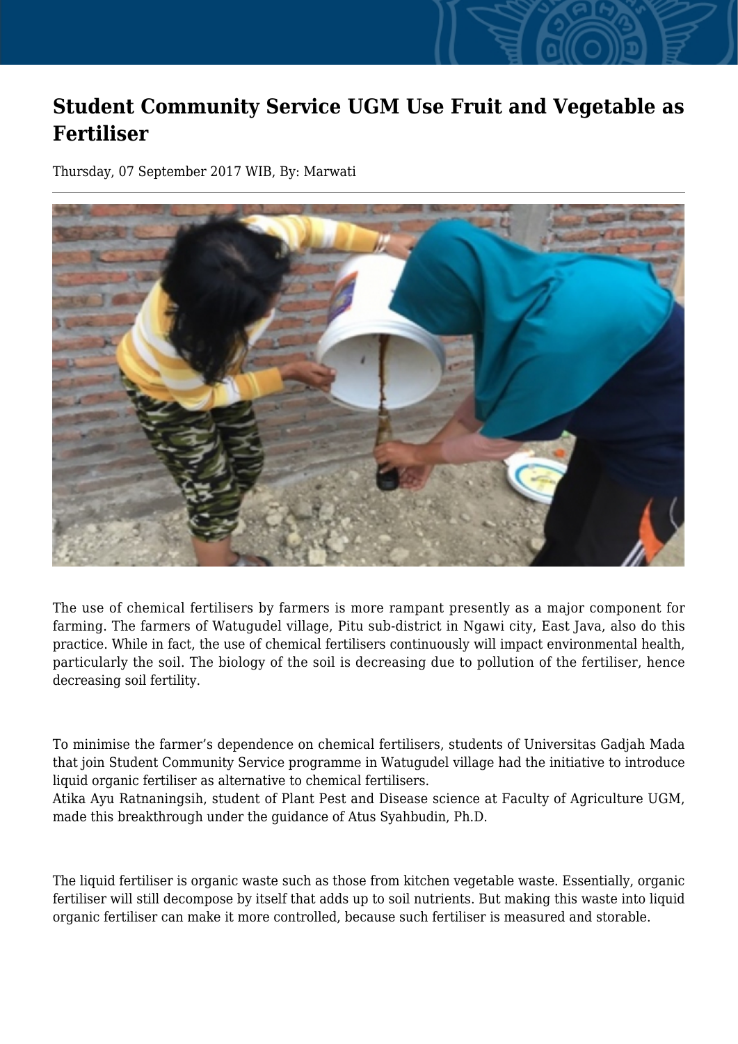# Student Community Service UGM Use Fruit and Vegetable as Fertiliser

Thursday, 07 September 2017 WIB, By: Marwati

The use of chemical fertilisers by farmers is more rampant presently as a major component for farming. The farmers of Watugudel village, Pitu sub-district in Ngawi city, East Java, also do this practice. While in fact, the use of chemical fertilisers continuously will impact environmental health, particularly the soil. The biology of the soil is decreasing due to pollution of the fertiliser, hence decreasing soil fertility.

To minimise the farmer's dependence on chemical fertilisers, students of Universitas Gadjah Mada that join Student Community Service programme in Watugudel village had the initiative to introduce liquid organic fertiliser as alternative to chemical fertilisers.
Atika Ayu Ratnaningsih, student of Plant Pest and Disease science at Faculty of Agriculture UGM, made this breakthrough under the guidance of Atus Syahbudin, Ph.D.

The liquid fertiliser is organic waste such as those from kitchen vegetable waste. Essentially, organic fertiliser will still decompose by itself that adds up to soil nutrients. But making this waste into liquid organic fertiliser can make it more controlled, because such fertiliser is measured and storable.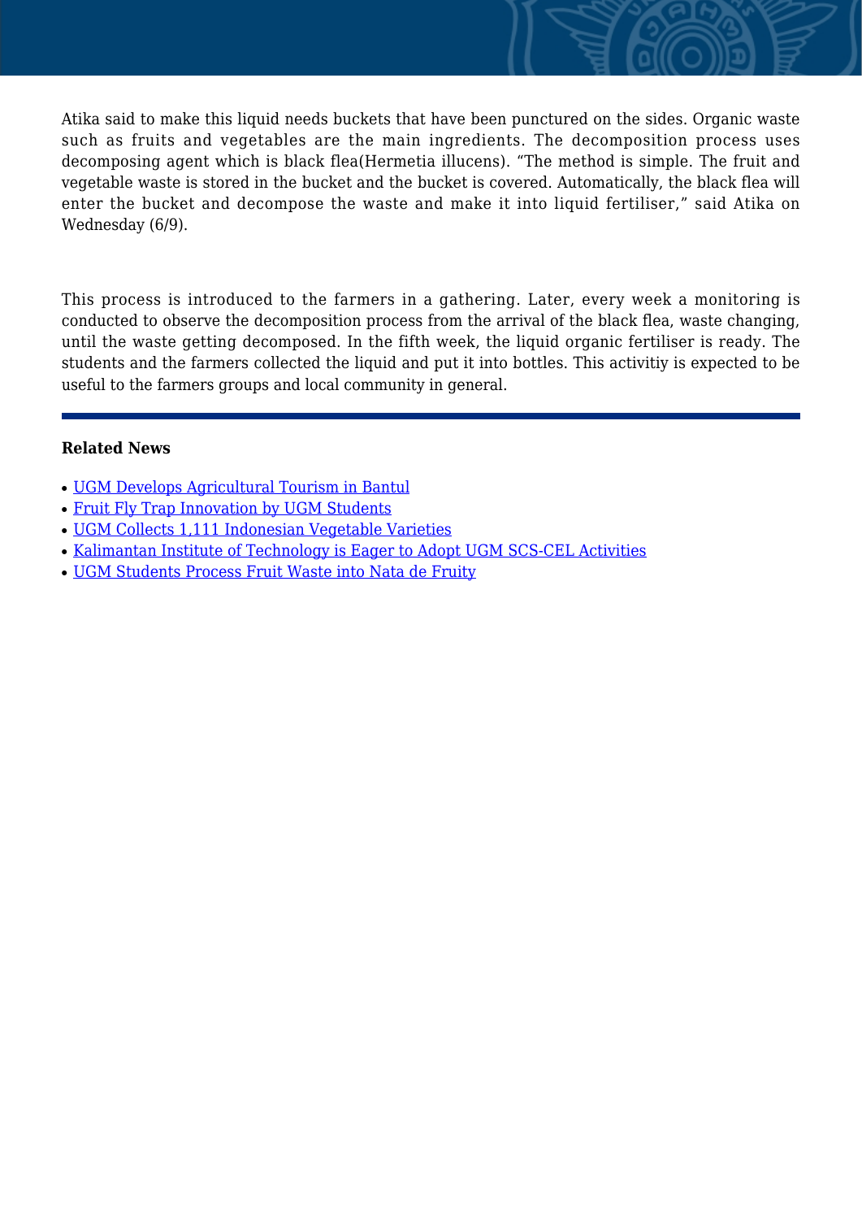Atika said to make this liquid needs buckets that have been punctured on the sides. Organic waste such as fruits and vegetables are the main ingredients. The decomposition process uses decomposing agent which is black flea(Hermetia illucens). "The method is simple. The fruit and vegetable waste is stored in the bucket and the bucket is covered. Automatically, the black flea will enter the bucket and decompose the waste and make it into liquid fertiliser," said Atika on Wednesday (6/9).

This process is introduced to the farmers in a gathering. Later, every week a monitoring is conducted to observe the decomposition process from the arrival of the black flea, waste changing, until the waste getting decomposed. In the fifth week, the liquid organic fertiliser is ready. The students and the farmers collected the liquid and put it into bottles. This activitiy is expected to be useful to the farmers groups and local community in general.

**Related News**

- UGM Develops Agricultural Tourism in Bantul
- Fruit Fly Trap Innovation by UGM Students
- UGM Collects 1,111 Indonesian Vegetable Varieties
- Kalimantan Institute of Technology is Eager to Adopt UGM SCS-CEL Activities
- UGM Students Process Fruit Waste into Nata de Fruity